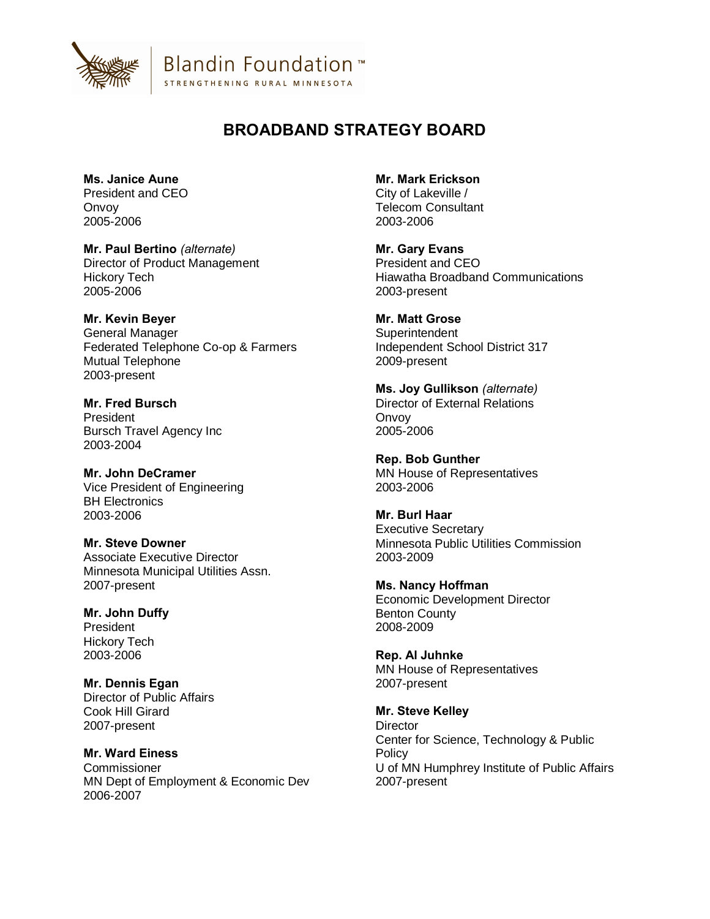Blandin Foundation™
STRENGTHENING RURAL MINNESOTA

# BROADBAND STRATEGY BOARD

**Ms. Janice Aune**
President and CEO
Onvoy
2005-2006

**Mr. Paul Bertino** *(alternate)*
Director of Product Management
Hickory Tech
2005-2006

**Mr. Kevin Beyer**
General Manager
Federated Telephone Co-op & Farmers Mutual Telephone
2003-present

**Mr. Fred Bursch**
President
Bursch Travel Agency Inc
2003-2004

**Mr. John DeCramer**
Vice President of Engineering
BH Electronics
2003-2006

**Mr. Steve Downer**
Associate Executive Director
Minnesota Municipal Utilities Assn.
2007-present

**Mr. John Duffy**
President
Hickory Tech
2003-2006

**Mr. Dennis Egan**
Director of Public Affairs
Cook Hill Girard
2007-present

**Mr. Ward Einess**
Commissioner
MN Dept of Employment & Economic Dev
2006-2007

**Mr. Mark Erickson**
City of Lakeville /
Telecom Consultant
2003-2006

**Mr. Gary Evans**
President and CEO
Hiawatha Broadband Communications
2003-present

**Mr. Matt Grose**
Superintendent
Independent School District 317
2009-present

**Ms. Joy Gullikson** *(alternate)*
Director of External Relations
Onvoy
2005-2006

**Rep. Bob Gunther**
MN House of Representatives
2003-2006

**Mr. Burl Haar**
Executive Secretary
Minnesota Public Utilities Commission
2003-2009

**Ms. Nancy Hoffman**
Economic Development Director
Benton County
2008-2009

**Rep. Al Juhnke**
MN House of Representatives
2007-present

**Mr. Steve Kelley**
Director
Center for Science, Technology & Public Policy
U of MN Humphrey Institute of Public Affairs
2007-present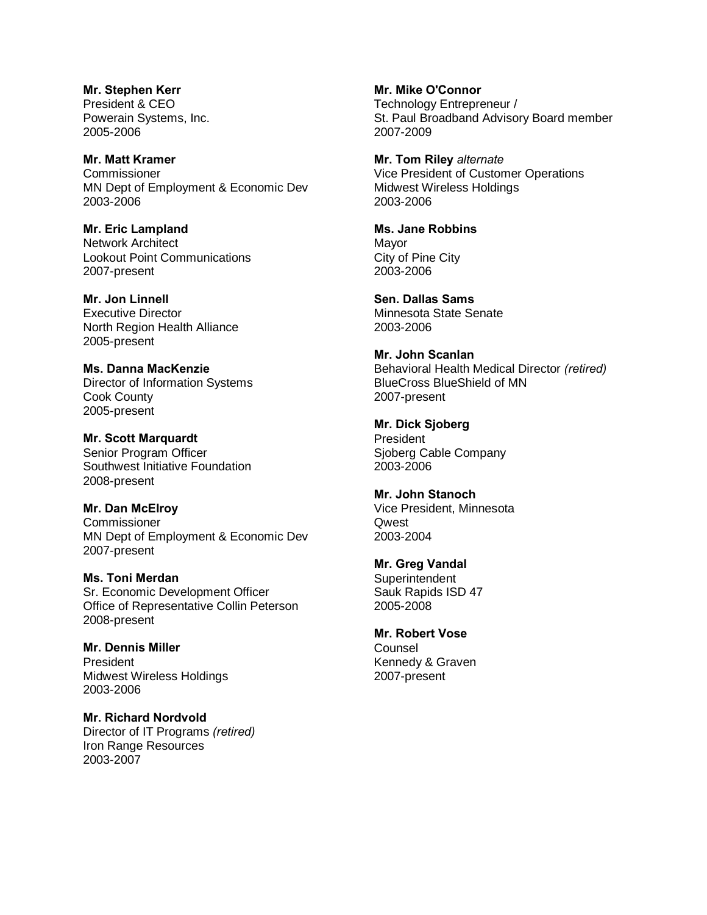**Mr. Stephen Kerr**
President & CEO
Powerain Systems, Inc.
2005-2006

**Mr. Matt Kramer**
Commissioner
MN Dept of Employment & Economic Dev
2003-2006

**Mr. Eric Lampland**
Network Architect
Lookout Point Communications
2007-present

**Mr. Jon Linnell**
Executive Director
North Region Health Alliance
2005-present

**Ms. Danna MacKenzie**
Director of Information Systems
Cook County
2005-present

**Mr. Scott Marquardt**
Senior Program Officer
Southwest Initiative Foundation
2008-present

**Mr. Dan McElroy**
Commissioner
MN Dept of Employment & Economic Dev
2007-present

**Ms. Toni Merdan**
Sr. Economic Development Officer
Office of Representative Collin Peterson
2008-present

**Mr. Dennis Miller**
President
Midwest Wireless Holdings
2003-2006

**Mr. Richard Nordvold**
Director of IT Programs *(retired)*
Iron Range Resources
2003-2007

**Mr. Mike O'Connor**
Technology Entrepreneur /
St. Paul Broadband Advisory Board member
2007-2009

**Mr. Tom Riley** *alternate*
Vice President of Customer Operations
Midwest Wireless Holdings
2003-2006

**Ms. Jane Robbins**
Mayor
City of Pine City
2003-2006

**Sen. Dallas Sams**
Minnesota State Senate
2003-2006

**Mr. John Scanlan**
Behavioral Health Medical Director *(retired)*
BlueCross BlueShield of MN
2007-present

**Mr. Dick Sjoberg**
President
Sjoberg Cable Company
2003-2006

**Mr. John Stanoch**
Vice President, Minnesota
Qwest
2003-2004

**Mr. Greg Vandal**
Superintendent
Sauk Rapids ISD 47
2005-2008

**Mr. Robert Vose**
Counsel
Kennedy & Graven
2007-present